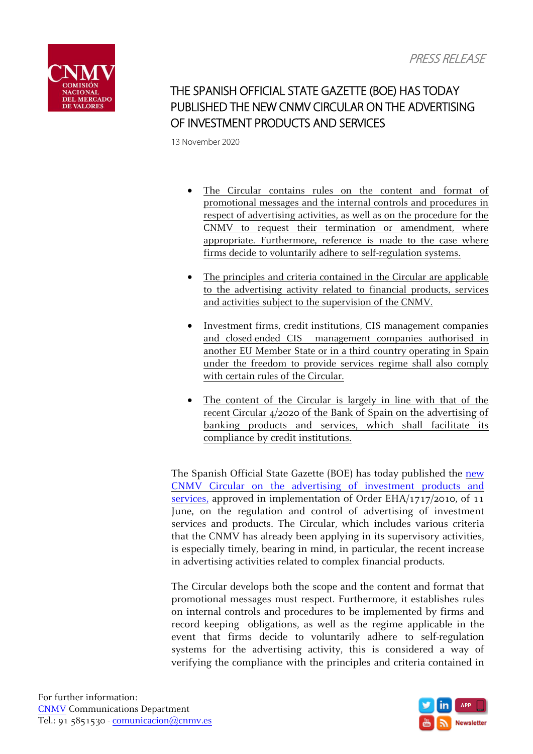*PRESS RELEASE*

# THE SPANISH OFFICIAL STATE GAZETTE (BOE) HAS TODAY PUBLISHED THE NEW CNMV CIRCULAR ON THE ADVERTISING OF INVESTMENT PRODUCTS AND SERVICES

13 November 2020

- The Circular contains rules on the content and format of promotional messages and the internal controls and procedures in respect of advertising activities, as well as on the procedure for the CNMV to request their termination or amendment, where appropriate. Furthermore, reference is made to the case where firms decide to voluntarily adhere to self-regulation systems.

- The principles and criteria contained in the Circular are applicable to the advertising activity related to financial products, services and activities subject to the supervision of the CNMV.

- Investment firms, credit institutions, CIS management companies and closed-ended CIS management companies authorised in another EU Member State or in a third country operating in Spain under the freedom to provide services regime shall also comply with certain rules of the Circular.

- The content of the Circular is largely in line with that of the recent Circular 4/2020 of the Bank of Spain on the advertising of banking products and services, which shall facilitate its compliance by credit institutions.

The Spanish Official State Gazette (BOE) has today published the new CNMV Circular on the advertising of investment products and services, approved in implementation of Order EHA/1717/2010, of 11 June, on the regulation and control of advertising of investment services and products. The Circular, which includes various criteria that the CNMV has already been applying in its supervisory activities, is especially timely, bearing in mind, in particular, the recent increase in advertising activities related to complex financial products.

The Circular develops both the scope and the content and format that promotional messages must respect. Furthermore, it establishes rules on internal controls and procedures to be implemented by firms and record keeping obligations, as well as the regime applicable in the event that firms decide to voluntarily adhere to self-regulation systems for the advertising activity, this is considered a way of verifying the compliance with the principles and criteria contained in

For further information:
CNMV Communications Department
Tel.: 91 5851530 - comunicacion@cnmv.es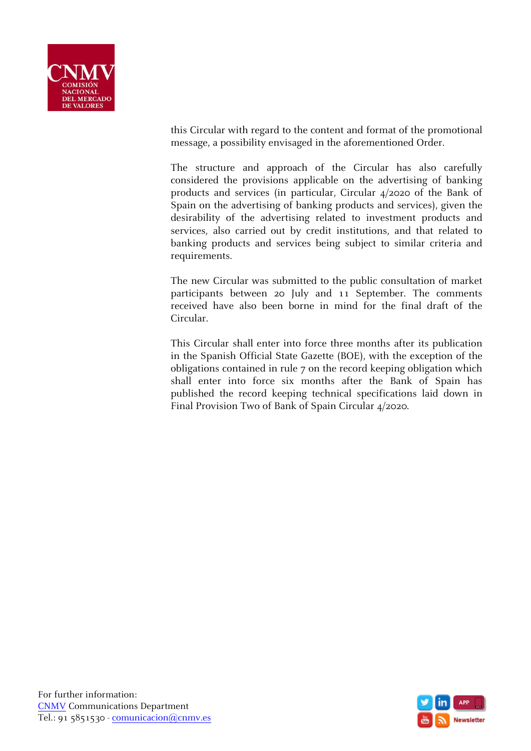this Circular with regard to the content and format of the promotional message, a possibility envisaged in the aforementioned Order.

The structure and approach of the Circular has also carefully considered the provisions applicable on the advertising of banking products and services (in particular, Circular 4/2020 of the Bank of Spain on the advertising of banking products and services), given the desirability of the advertising related to investment products and services, also carried out by credit institutions, and that related to banking products and services being subject to similar criteria and requirements.

The new Circular was submitted to the public consultation of market participants between 20 July and 11 September. The comments received have also been borne in mind for the final draft of the Circular.

This Circular shall enter into force three months after its publication in the Spanish Official State Gazette (BOE), with the exception of the obligations contained in rule 7 on the record keeping obligation which shall enter into force six months after the Bank of Spain has published the record keeping technical specifications laid down in Final Provision Two of Bank of Spain Circular 4/2020.

For further information:
CNMV Communications Department
Tel.: 91 5851530 - comunicacion@cnmv.es